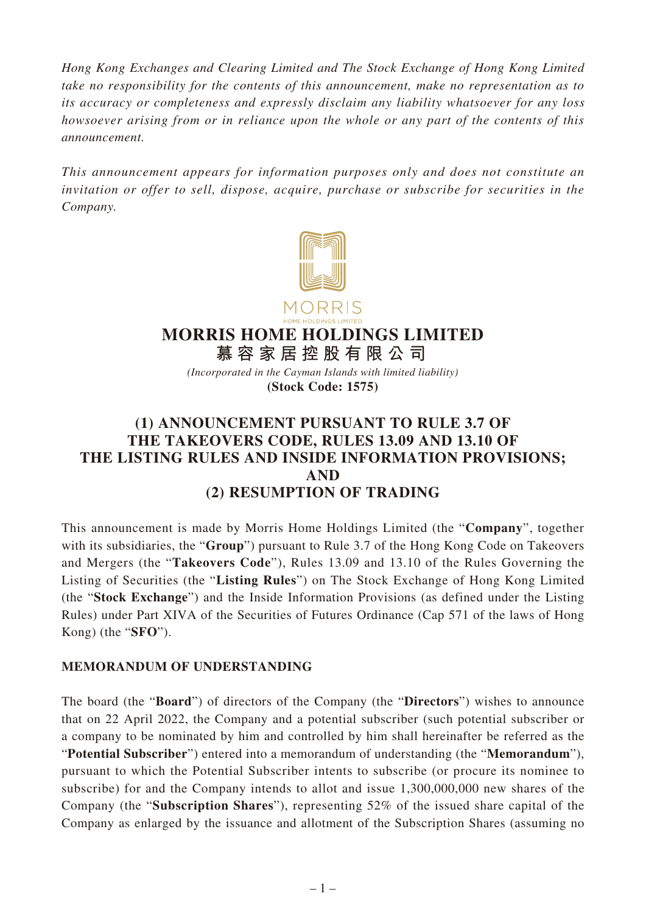*Hong Kong Exchanges and Clearing Limited and The Stock Exchange of Hong Kong Limited take no responsibility for the contents of this announcement, make no representation as to its accuracy or completeness and expressly disclaim any liability whatsoever for any loss howsoever arising from or in reliance upon the whole or any part of the contents of this announcement.*

*This announcement appears for information purposes only and does not constitute an invitation or offer to sell, dispose, acquire, purchase or subscribe for securities in the Company.*

MORRIS
HOME HOLDINGS LIMITED

# MORRIS HOME HOLDINGS LIMITED
# 慕容家居控股有限公司

*(Incorporated in the Cayman Islands with limited liability)*
**(Stock Code: 1575)**

## (1) ANNOUNCEMENT PURSUANT TO RULE 3.7 OF THE TAKEOVERS CODE, RULES 13.09 AND 13.10 OF THE LISTING RULES AND INSIDE INFORMATION PROVISIONS; AND (2) RESUMPTION OF TRADING

This announcement is made by Morris Home Holdings Limited (the "**Company**", together with its subsidiaries, the "**Group**") pursuant to Rule 3.7 of the Hong Kong Code on Takeovers and Mergers (the "**Takeovers Code**"), Rules 13.09 and 13.10 of the Rules Governing the Listing of Securities (the "**Listing Rules**") on The Stock Exchange of Hong Kong Limited (the "**Stock Exchange**") and the Inside Information Provisions (as defined under the Listing Rules) under Part XIVA of the Securities of Futures Ordinance (Cap 571 of the laws of Hong Kong) (the "**SFO**").

### MEMORANDUM OF UNDERSTANDING

The board (the "**Board**") of directors of the Company (the "**Directors**") wishes to announce that on 22 April 2022, the Company and a potential subscriber (such potential subscriber or a company to be nominated by him and controlled by him shall hereinafter be referred as the "**Potential Subscriber**") entered into a memorandum of understanding (the "**Memorandum**"), pursuant to which the Potential Subscriber intents to subscribe (or procure its nominee to subscribe) for and the Company intends to allot and issue 1,300,000,000 new shares of the Company (the "**Subscription Shares**"), representing 52% of the issued share capital of the Company as enlarged by the issuance and allotment of the Subscription Shares (assuming no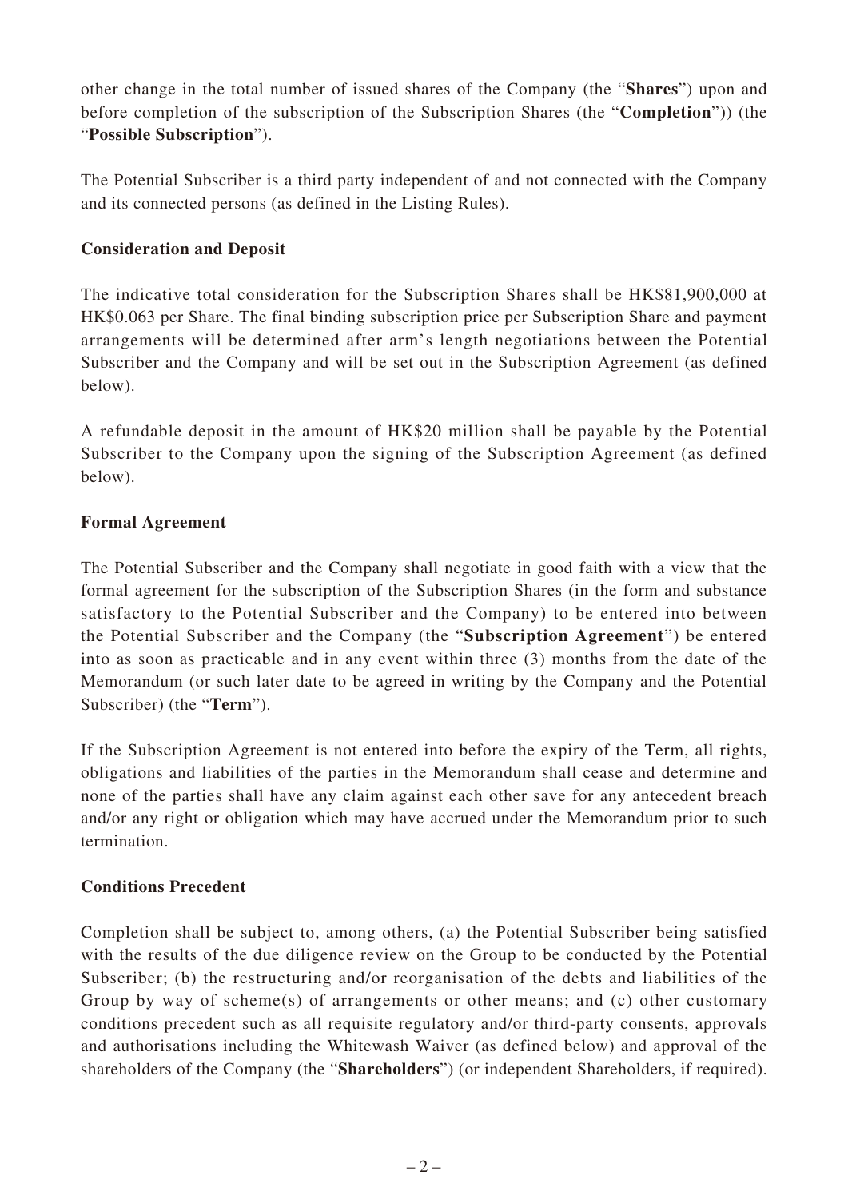other change in the total number of issued shares of the Company (the "**Shares**") upon and before completion of the subscription of the Subscription Shares (the "**Completion**")) (the "**Possible Subscription**").

The Potential Subscriber is a third party independent of and not connected with the Company and its connected persons (as defined in the Listing Rules).

**Consideration and Deposit**

The indicative total consideration for the Subscription Shares shall be HK$81,900,000 at HK$0.063 per Share. The final binding subscription price per Subscription Share and payment arrangements will be determined after arm's length negotiations between the Potential Subscriber and the Company and will be set out in the Subscription Agreement (as defined below).

A refundable deposit in the amount of HK$20 million shall be payable by the Potential Subscriber to the Company upon the signing of the Subscription Agreement (as defined below).

**Formal Agreement**

The Potential Subscriber and the Company shall negotiate in good faith with a view that the formal agreement for the subscription of the Subscription Shares (in the form and substance satisfactory to the Potential Subscriber and the Company) to be entered into between the Potential Subscriber and the Company (the "**Subscription Agreement**") be entered into as soon as practicable and in any event within three (3) months from the date of the Memorandum (or such later date to be agreed in writing by the Company and the Potential Subscriber) (the "**Term**").

If the Subscription Agreement is not entered into before the expiry of the Term, all rights, obligations and liabilities of the parties in the Memorandum shall cease and determine and none of the parties shall have any claim against each other save for any antecedent breach and/or any right or obligation which may have accrued under the Memorandum prior to such termination.

**Conditions Precedent**

Completion shall be subject to, among others, (a) the Potential Subscriber being satisfied with the results of the due diligence review on the Group to be conducted by the Potential Subscriber; (b) the restructuring and/or reorganisation of the debts and liabilities of the Group by way of scheme(s) of arrangements or other means; and (c) other customary conditions precedent such as all requisite regulatory and/or third-party consents, approvals and authorisations including the Whitewash Waiver (as defined below) and approval of the shareholders of the Company (the "**Shareholders**") (or independent Shareholders, if required).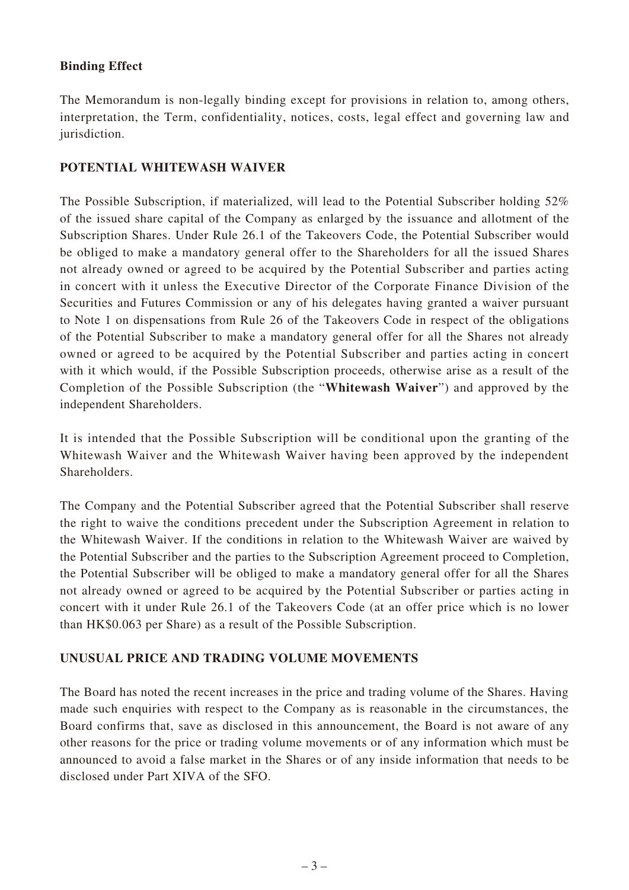**Binding Effect**

The Memorandum is non-legally binding except for provisions in relation to, among others, interpretation, the Term, confidentiality, notices, costs, legal effect and governing law and jurisdiction.

## POTENTIAL WHITEWASH WAIVER

The Possible Subscription, if materialized, will lead to the Potential Subscriber holding 52% of the issued share capital of the Company as enlarged by the issuance and allotment of the Subscription Shares. Under Rule 26.1 of the Takeovers Code, the Potential Subscriber would be obliged to make a mandatory general offer to the Shareholders for all the issued Shares not already owned or agreed to be acquired by the Potential Subscriber and parties acting in concert with it unless the Executive Director of the Corporate Finance Division of the Securities and Futures Commission or any of his delegates having granted a waiver pursuant to Note 1 on dispensations from Rule 26 of the Takeovers Code in respect of the obligations of the Potential Subscriber to make a mandatory general offer for all the Shares not already owned or agreed to be acquired by the Potential Subscriber and parties acting in concert with it which would, if the Possible Subscription proceeds, otherwise arise as a result of the Completion of the Possible Subscription (the "**Whitewash Waiver**") and approved by the independent Shareholders.

It is intended that the Possible Subscription will be conditional upon the granting of the Whitewash Waiver and the Whitewash Waiver having been approved by the independent Shareholders.

The Company and the Potential Subscriber agreed that the Potential Subscriber shall reserve the right to waive the conditions precedent under the Subscription Agreement in relation to the Whitewash Waiver. If the conditions in relation to the Whitewash Waiver are waived by the Potential Subscriber and the parties to the Subscription Agreement proceed to Completion, the Potential Subscriber will be obliged to make a mandatory general offer for all the Shares not already owned or agreed to be acquired by the Potential Subscriber or parties acting in concert with it under Rule 26.1 of the Takeovers Code (at an offer price which is no lower than HK$0.063 per Share) as a result of the Possible Subscription.

## UNUSUAL PRICE AND TRADING VOLUME MOVEMENTS

The Board has noted the recent increases in the price and trading volume of the Shares. Having made such enquiries with respect to the Company as is reasonable in the circumstances, the Board confirms that, save as disclosed in this announcement, the Board is not aware of any other reasons for the price or trading volume movements or of any information which must be announced to avoid a false market in the Shares or of any inside information that needs to be disclosed under Part XIVA of the SFO.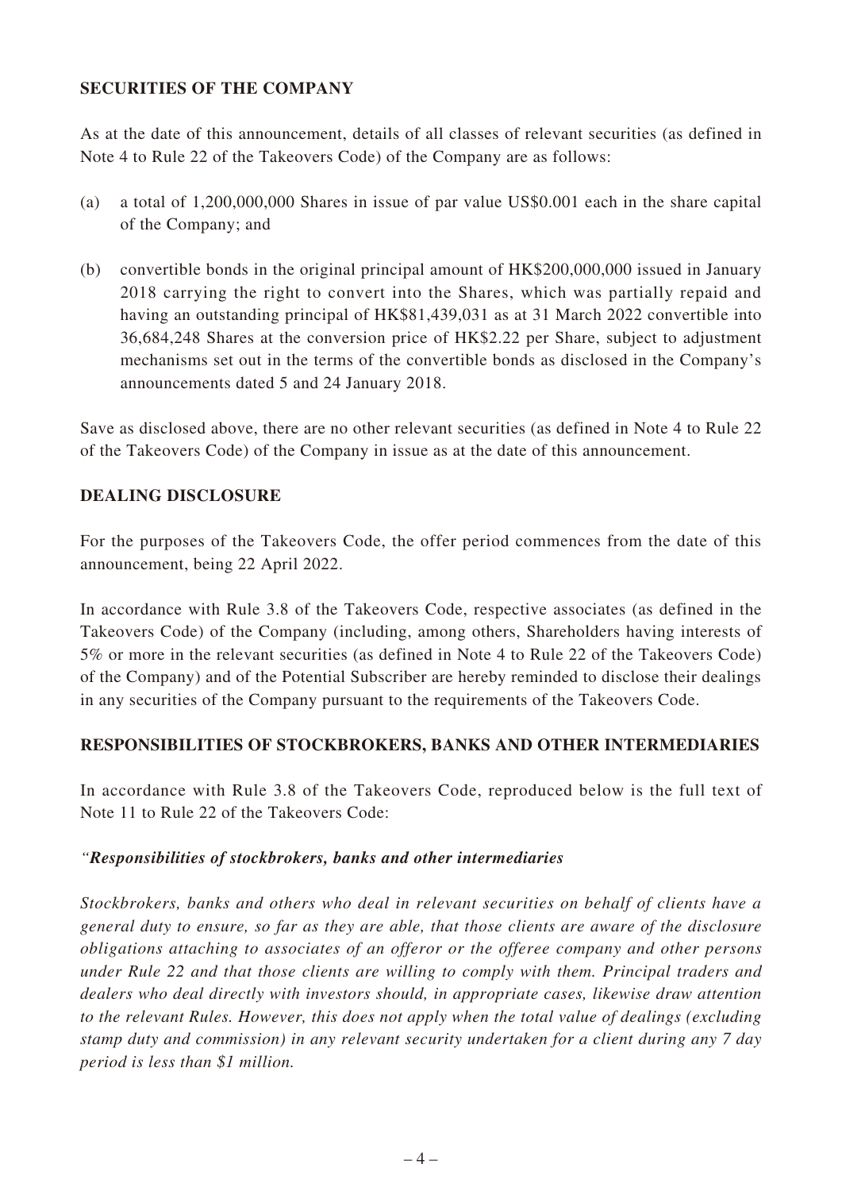## SECURITIES OF THE COMPANY

As at the date of this announcement, details of all classes of relevant securities (as defined in Note 4 to Rule 22 of the Takeovers Code) of the Company are as follows:

(a) a total of 1,200,000,000 Shares in issue of par value US$0.001 each in the share capital of the Company; and

(b) convertible bonds in the original principal amount of HK$200,000,000 issued in January 2018 carrying the right to convert into the Shares, which was partially repaid and having an outstanding principal of HK$81,439,031 as at 31 March 2022 convertible into 36,684,248 Shares at the conversion price of HK$2.22 per Share, subject to adjustment mechanisms set out in the terms of the convertible bonds as disclosed in the Company's announcements dated 5 and 24 January 2018.

Save as disclosed above, there are no other relevant securities (as defined in Note 4 to Rule 22 of the Takeovers Code) of the Company in issue as at the date of this announcement.

## DEALING DISCLOSURE

For the purposes of the Takeovers Code, the offer period commences from the date of this announcement, being 22 April 2022.

In accordance with Rule 3.8 of the Takeovers Code, respective associates (as defined in the Takeovers Code) of the Company (including, among others, Shareholders having interests of 5% or more in the relevant securities (as defined in Note 4 to Rule 22 of the Takeovers Code) of the Company) and of the Potential Subscriber are hereby reminded to disclose their dealings in any securities of the Company pursuant to the requirements of the Takeovers Code.

## RESPONSIBILITIES OF STOCKBROKERS, BANKS AND OTHER INTERMEDIARIES

In accordance with Rule 3.8 of the Takeovers Code, reproduced below is the full text of Note 11 to Rule 22 of the Takeovers Code:

*"**Responsibilities of stockbrokers, banks and other intermediaries***

*Stockbrokers, banks and others who deal in relevant securities on behalf of clients have a general duty to ensure, so far as they are able, that those clients are aware of the disclosure obligations attaching to associates of an offeror or the offeree company and other persons under Rule 22 and that those clients are willing to comply with them. Principal traders and dealers who deal directly with investors should, in appropriate cases, likewise draw attention to the relevant Rules. However, this does not apply when the total value of dealings (excluding stamp duty and commission) in any relevant security undertaken for a client during any 7 day period is less than $1 million.*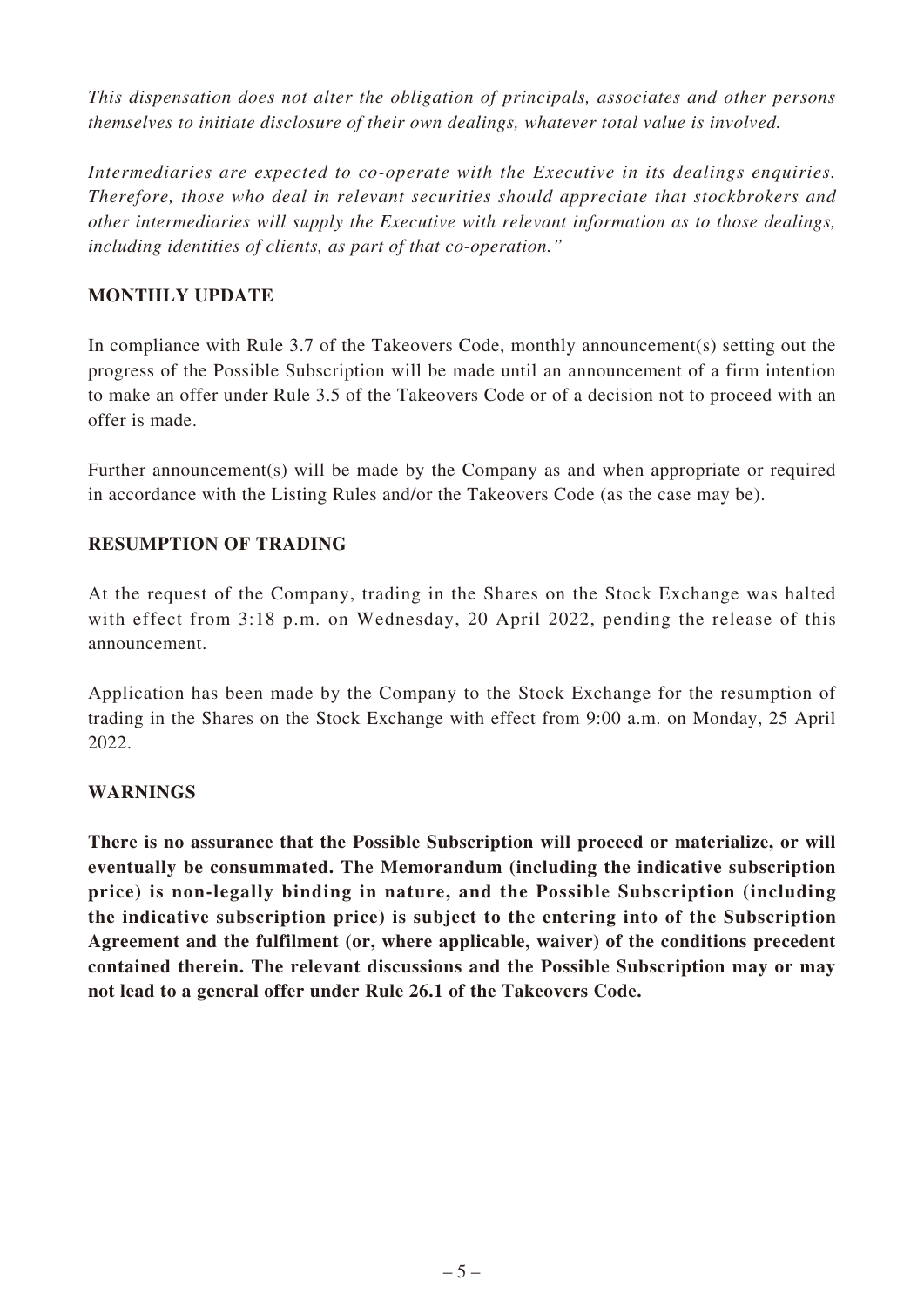*This dispensation does not alter the obligation of principals, associates and other persons themselves to initiate disclosure of their own dealings, whatever total value is involved.*

*Intermediaries are expected to co-operate with the Executive in its dealings enquiries. Therefore, those who deal in relevant securities should appreciate that stockbrokers and other intermediaries will supply the Executive with relevant information as to those dealings, including identities of clients, as part of that co-operation."*

## MONTHLY UPDATE

In compliance with Rule 3.7 of the Takeovers Code, monthly announcement(s) setting out the progress of the Possible Subscription will be made until an announcement of a firm intention to make an offer under Rule 3.5 of the Takeovers Code or of a decision not to proceed with an offer is made.

Further announcement(s) will be made by the Company as and when appropriate or required in accordance with the Listing Rules and/or the Takeovers Code (as the case may be).

## RESUMPTION OF TRADING

At the request of the Company, trading in the Shares on the Stock Exchange was halted with effect from 3:18 p.m. on Wednesday, 20 April 2022, pending the release of this announcement.

Application has been made by the Company to the Stock Exchange for the resumption of trading in the Shares on the Stock Exchange with effect from 9:00 a.m. on Monday, 25 April 2022.

## WARNINGS

**There is no assurance that the Possible Subscription will proceed or materialize, or will eventually be consummated. The Memorandum (including the indicative subscription price) is non-legally binding in nature, and the Possible Subscription (including the indicative subscription price) is subject to the entering into of the Subscription Agreement and the fulfilment (or, where applicable, waiver) of the conditions precedent contained therein. The relevant discussions and the Possible Subscription may or may not lead to a general offer under Rule 26.1 of the Takeovers Code.**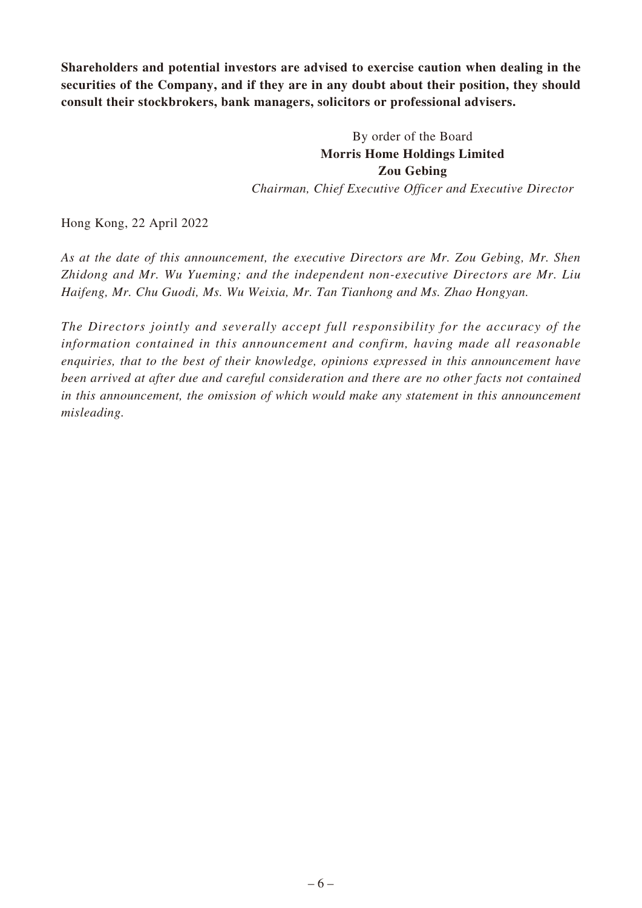**Shareholders and potential investors are advised to exercise caution when dealing in the securities of the Company, and if they are in any doubt about their position, they should consult their stockbrokers, bank managers, solicitors or professional advisers.**

By order of the Board
**Morris Home Holdings Limited**
**Zou Gebing**
*Chairman, Chief Executive Officer and Executive Director*

Hong Kong, 22 April 2022

*As at the date of this announcement, the executive Directors are Mr. Zou Gebing, Mr. Shen Zhidong and Mr. Wu Yueming; and the independent non-executive Directors are Mr. Liu Haifeng, Mr. Chu Guodi, Ms. Wu Weixia, Mr. Tan Tianhong and Ms. Zhao Hongyan.*

*The Directors jointly and severally accept full responsibility for the accuracy of the information contained in this announcement and confirm, having made all reasonable enquiries, that to the best of their knowledge, opinions expressed in this announcement have been arrived at after due and careful consideration and there are no other facts not contained in this announcement, the omission of which would make any statement in this announcement misleading.*